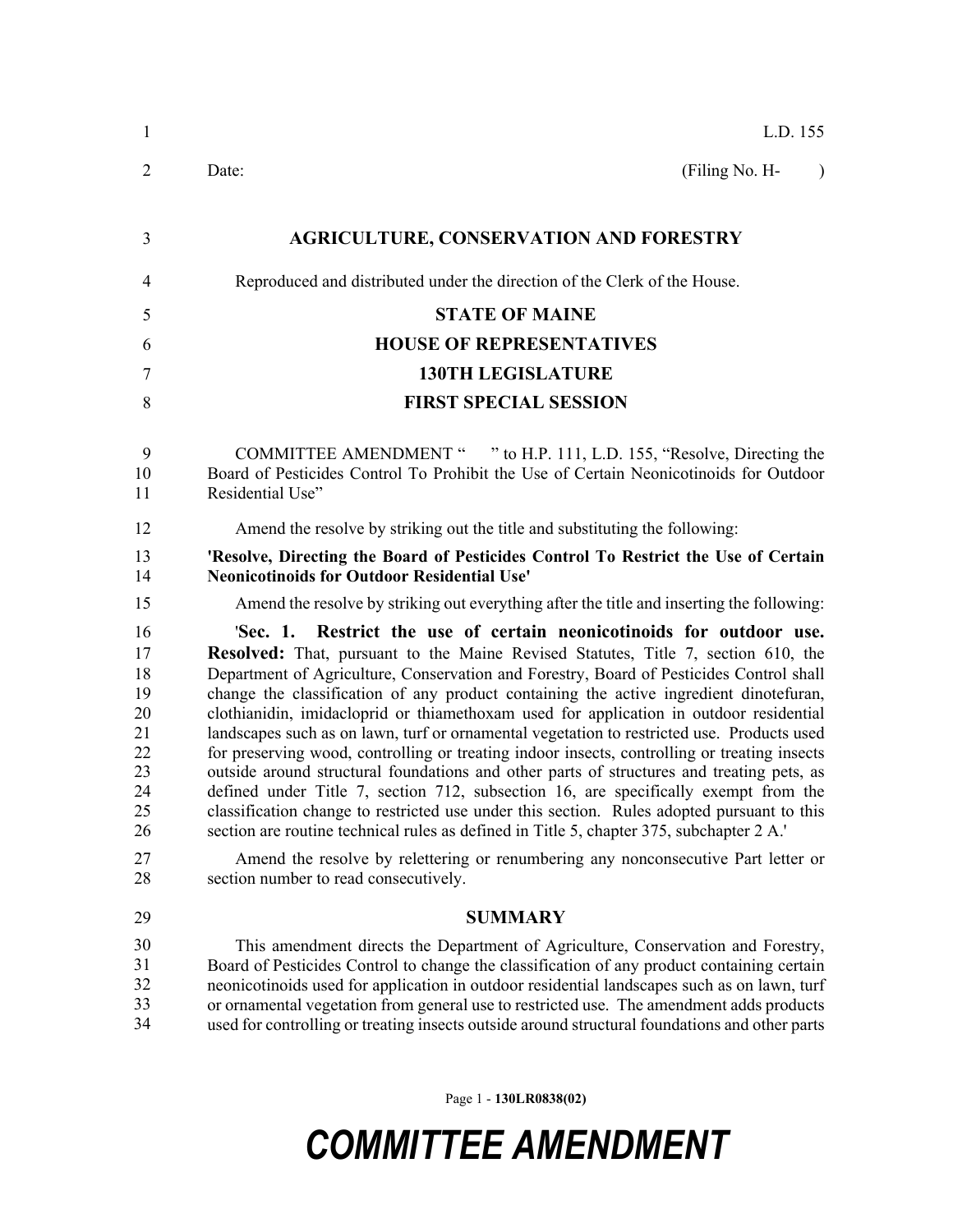L.D. 155

Date: (Filing No. H- )

# AGRICULTURE, CONSERVATION AND FORESTRY

Reproduced and distributed under the direction of the Clerk of the House.

## STATE OF MAINE
## HOUSE OF REPRESENTATIVES
## 130TH LEGISLATURE
## FIRST SPECIAL SESSION

COMMITTEE AMENDMENT " " to H.P. 111, L.D. 155, "Resolve, Directing the Board of Pesticides Control To Prohibit the Use of Certain Neonicotinoids for Outdoor Residential Use"

Amend the resolve by striking out the title and substituting the following:

**'Resolve, Directing the Board of Pesticides Control To Restrict the Use of Certain Neonicotinoids for Outdoor Residential Use'**

Amend the resolve by striking out everything after the title and inserting the following:

'**Sec. 1. Restrict the use of certain neonicotinoids for outdoor use. Resolved:** That, pursuant to the Maine Revised Statutes, Title 7, section 610, the Department of Agriculture, Conservation and Forestry, Board of Pesticides Control shall change the classification of any product containing the active ingredient dinotefuran, clothianidin, imidacloprid or thiamethoxam used for application in outdoor residential landscapes such as on lawn, turf or ornamental vegetation to restricted use. Products used for preserving wood, controlling or treating indoor insects, controlling or treating insects outside around structural foundations and other parts of structures and treating pets, as defined under Title 7, section 712, subsection 16, are specifically exempt from the classification change to restricted use under this section. Rules adopted pursuant to this section are routine technical rules as defined in Title 5, chapter 375, subchapter 2 A.'

Amend the resolve by relettering or renumbering any nonconsecutive Part letter or section number to read consecutively.

## SUMMARY

This amendment directs the Department of Agriculture, Conservation and Forestry, Board of Pesticides Control to change the classification of any product containing certain neonicotinoids used for application in outdoor residential landscapes such as on lawn, turf or ornamental vegetation from general use to restricted use. The amendment adds products used for controlling or treating insects outside around structural foundations and other parts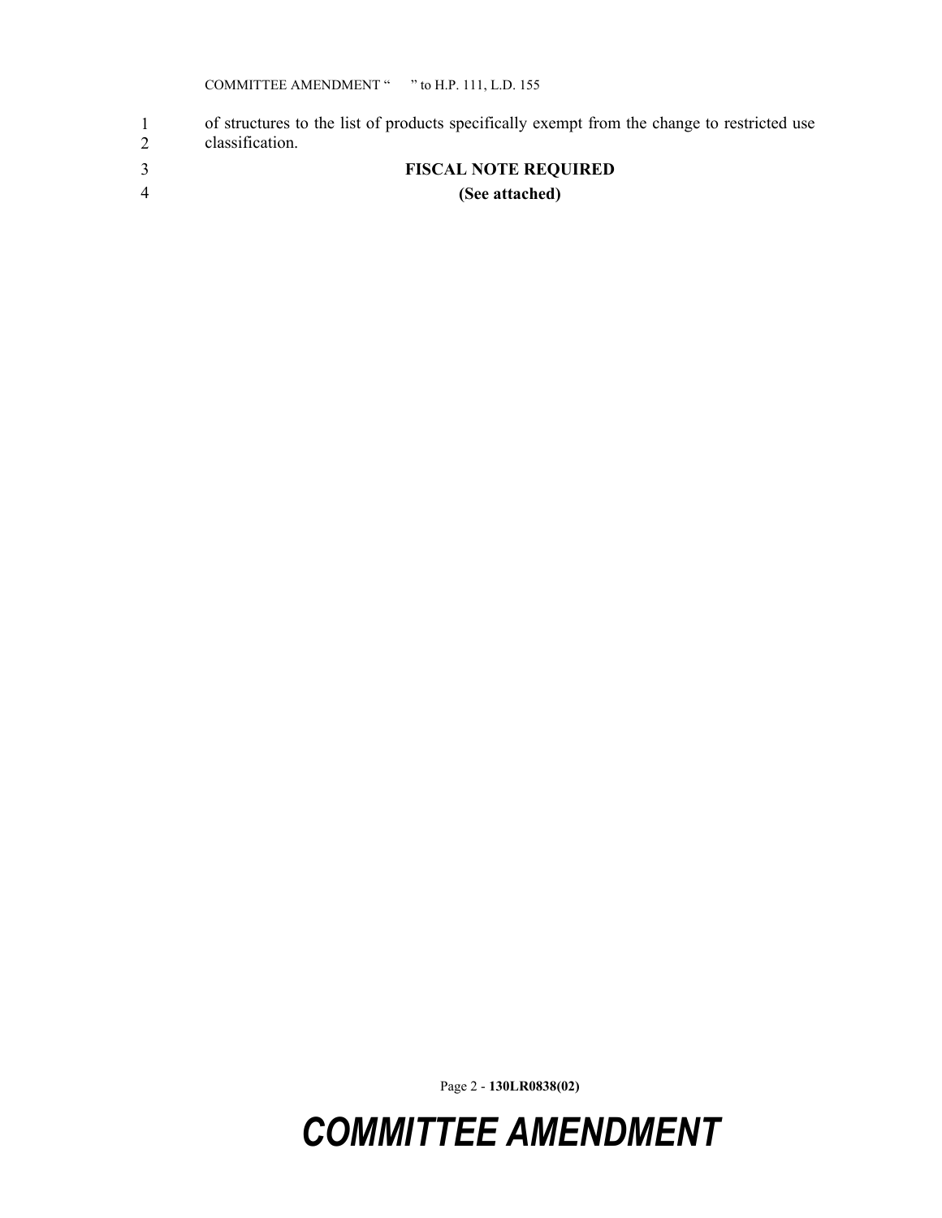of structures to the list of products specifically exempt from the change to restricted use classification.

**FISCAL NOTE REQUIRED**

**(See attached)**